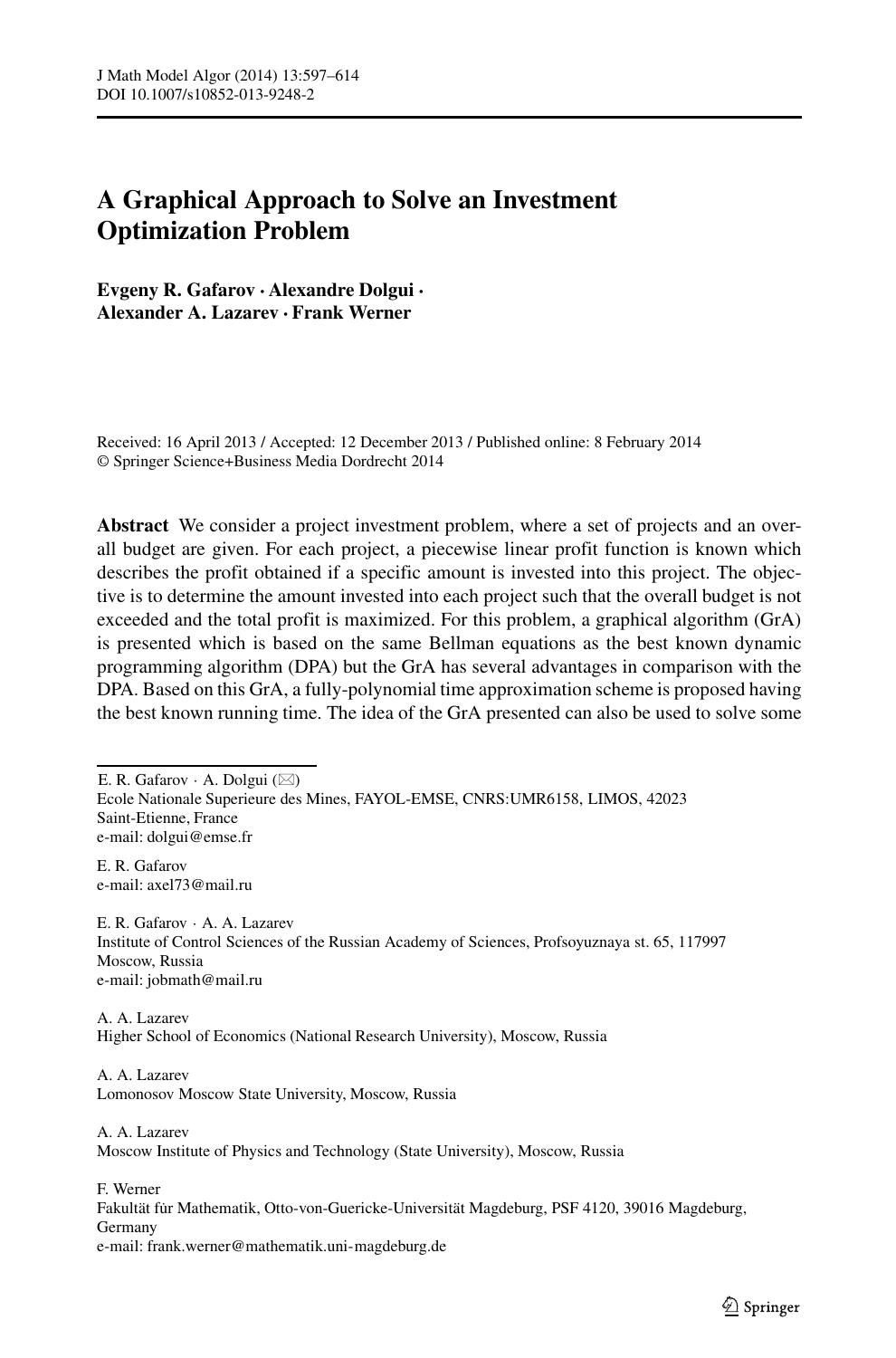# A Graphical Approach to Solve an Investment Optimization Problem

**Evgeny R. Gafarov · Alexandre Dolgui · Alexander A. Lazarev · Frank Werner**

Received: 16 April 2013 / Accepted: 12 December 2013 / Published online: 8 February 2014
© Springer Science+Business Media Dordrecht 2014

**Abstract** We consider a project investment problem, where a set of projects and an overall budget are given. For each project, a piecewise linear profit function is known which describes the profit obtained if a specific amount is invested into this project. The objective is to determine the amount invested into each project such that the overall budget is not exceeded and the total profit is maximized. For this problem, a graphical algorithm (GrA) is presented which is based on the same Bellman equations as the best known dynamic programming algorithm (DPA) but the GrA has several advantages in comparison with the DPA. Based on this GrA, a fully-polynomial time approximation scheme is proposed having the best known running time. The idea of the GrA presented can also be used to solve some

---

E. R. Gafarov · A. Dolgui (✉)
Ecole Nationale Superieure des Mines, FAYOL-EMSE, CNRS:UMR6158, LIMOS, 42023 Saint-Etienne, France
e-mail: dolgui@emse.fr

E. R. Gafarov
e-mail: axel73@mail.ru

E. R. Gafarov · A. A. Lazarev
Institute of Control Sciences of the Russian Academy of Sciences, Profsoyuznaya st. 65, 117997 Moscow, Russia
e-mail: jobmath@mail.ru

A. A. Lazarev
Higher School of Economics (National Research University), Moscow, Russia

A. A. Lazarev
Lomonosov Moscow State University, Moscow, Russia

A. A. Lazarev
Moscow Institute of Physics and Technology (State University), Moscow, Russia

F. Werner
Fakultät für Mathematik, Otto-von-Guericke-Universität Magdeburg, PSF 4120, 39016 Magdeburg, Germany
e-mail: frank.werner@mathematik.uni-magdeburg.de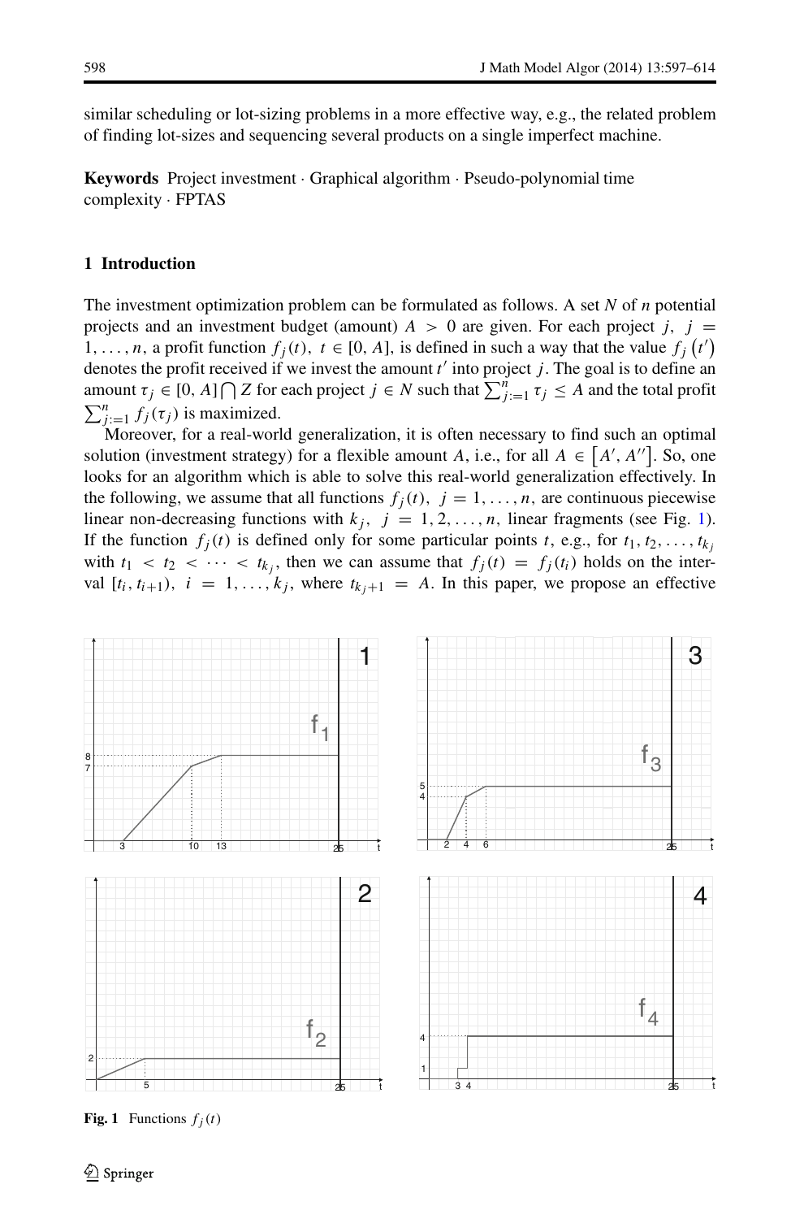similar scheduling or lot-sizing problems in a more effective way, e.g., the related problem of finding lot-sizes and sequencing several products on a single imperfect machine.

**Keywords** Project investment · Graphical algorithm · Pseudo-polynomial time complexity · FPTAS

## 1 Introduction

The investment optimization problem can be formulated as follows. A set $N$ of $n$ potential projects and an investment budget (amount) $A > 0$ are given. For each project $j$, $j = 1, \ldots, n$, a profit function $f_j(t)$, $t \in [0, A]$, is defined in such a way that the value $f_j(t')$ denotes the profit received if we invest the amount $t'$ into project $j$. The goal is to define an amount $\tau_j \in [0, A] \bigcap Z$ for each project $j \in N$ such that $\sum_{j:=1}^{n} \tau_j \leq A$ and the total profit $\sum_{j:=1}^{n} f_j(\tau_j)$ is maximized.

Moreover, for a real-world generalization, it is often necessary to find such an optimal solution (investment strategy) for a flexible amount $A$, i.e., for all $A \in [A', A'']$. So, one looks for an algorithm which is able to solve this real-world generalization effectively. In the following, we assume that all functions $f_j(t)$, $j = 1, \ldots, n$, are continuous piecewise linear non-decreasing functions with $k_j$, $j = 1, 2, \ldots, n$, linear fragments (see Fig. 1). If the function $f_j(t)$ is defined only for some particular points $t$, e.g., for $t_1, t_2, \ldots, t_{k_j}$ with $t_1 < t_2 < \cdots < t_{k_j}$, then we can assume that $f_j(t) = f_j(t_i)$ holds on the interval $[t_i, t_{i+1})$, $i = 1, \ldots, k_j$, where $t_{k_j+1} = A$. In this paper, we propose an effective

**Fig. 1** Functions $f_j(t)$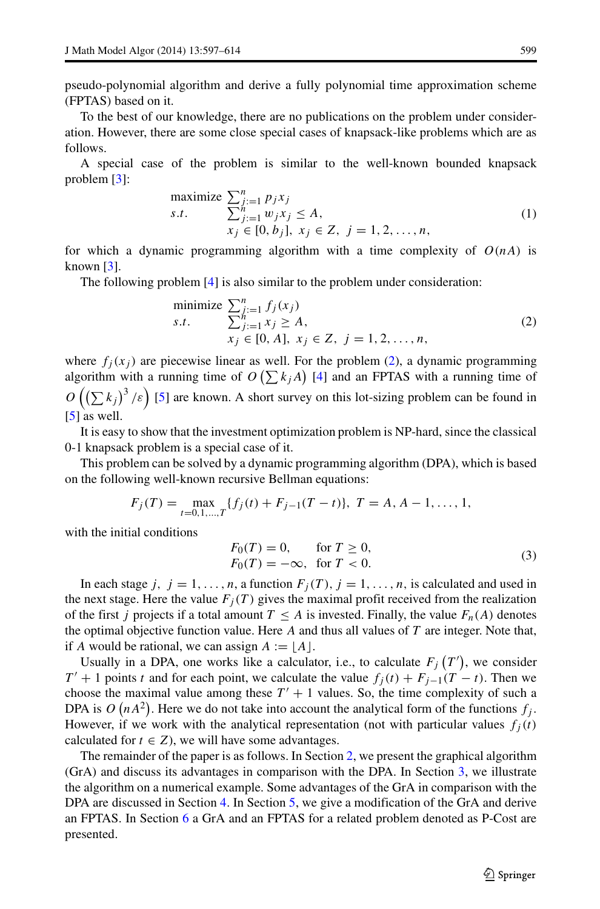pseudo-polynomial algorithm and derive a fully polynomial time approximation scheme (FPTAS) based on it.

To the best of our knowledge, there are no publications on the problem under consideration. However, there are some close special cases of knapsack-like problems which are as follows.

A special case of the problem is similar to the well-known bounded knapsack problem [3]:

$$
\begin{aligned}
\text{maximize } & \sum_{j:=1}^{n} p_j x_j \\
s.t. \quad & \sum_{j:=1}^{n} w_j x_j \le A, \\
& x_j \in [0, b_j],\ x_j \in Z,\ j = 1, 2, \ldots, n,
\end{aligned}
\tag{1}
$$

for which a dynamic programming algorithm with a time complexity of $O(nA)$ is known [3].

The following problem [4] is also similar to the problem under consideration:

$$
\begin{aligned}
\text{minimize } & \sum_{j:=1}^{n} f_j(x_j) \\
s.t. \quad & \sum_{j:=1}^{n} x_j \ge A, \\
& x_j \in [0, A],\ x_j \in Z,\ j = 1, 2, \ldots, n,
\end{aligned}
\tag{2}
$$

where $f_j(x_j)$ are piecewise linear as well. For the problem (2), a dynamic programming algorithm with a running time of $O\left(\sum k_j A\right)$ [4] and an FPTAS with a running time of $O\left(\left(\sum k_j\right)^3/\varepsilon\right)$ [5] are known. A short survey on this lot-sizing problem can be found in [5] as well.

It is easy to show that the investment optimization problem is NP-hard, since the classical 0-1 knapsack problem is a special case of it.

This problem can be solved by a dynamic programming algorithm (DPA), which is based on the following well-known recursive Bellman equations:

$$
F_j(T) = \max_{t=0,1,\ldots,T} \{f_j(t) + F_{j-1}(T-t)\},\ T = A, A-1, \ldots, 1,
$$

with the initial conditions

$$
\begin{aligned}
F_0(T) &= 0, && \text{for } T \ge 0, \\
F_0(T) &= -\infty, && \text{for } T < 0.
\end{aligned}
\tag{3}
$$

In each stage $j$, $j = 1, \ldots, n$, a function $F_j(T)$, $j = 1, \ldots, n$, is calculated and used in the next stage. Here the value $F_j(T)$ gives the maximal profit received from the realization of the first $j$ projects if a total amount $T \le A$ is invested. Finally, the value $F_n(A)$ denotes the optimal objective function value. Here $A$ and thus all values of $T$ are integer. Note that, if $A$ would be rational, we can assign $A := \lfloor A \rfloor$.

Usually in a DPA, one works like a calculator, i.e., to calculate $F_j\left(T'\right)$, we consider $T' + 1$ points $t$ and for each point, we calculate the value $f_j(t) + F_{j-1}(T-t)$. Then we choose the maximal value among these $T' + 1$ values. So, the time complexity of such a DPA is $O\left(nA^2\right)$. Here we do not take into account the analytical form of the functions $f_j$. However, if we work with the analytical representation (not with particular values $f_j(t)$ calculated for $t \in Z$), we will have some advantages.

The remainder of the paper is as follows. In Section 2, we present the graphical algorithm (GrA) and discuss its advantages in comparison with the DPA. In Section 3, we illustrate the algorithm on a numerical example. Some advantages of the GrA in comparison with the DPA are discussed in Section 4. In Section 5, we give a modification of the GrA and derive an FPTAS. In Section 6 a GrA and an FPTAS for a related problem denoted as P-Cost are presented.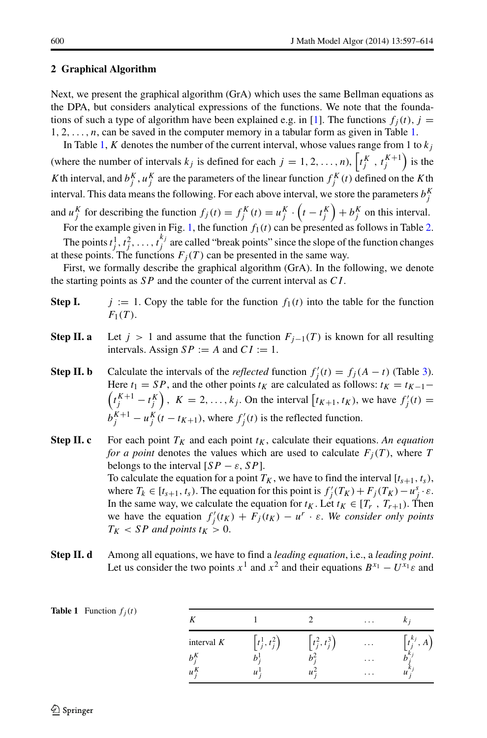## 2 Graphical Algorithm

Next, we present the graphical algorithm (GrA) which uses the same Bellman equations as the DPA, but considers analytical expressions of the functions. We note that the foundations of such a type of algorithm have been explained e.g. in [1]. The functions $f_j(t)$, $j = 1, 2, \ldots, n$, can be saved in the computer memory in a tabular form as given in Table 1.

In Table 1, $K$ denotes the number of the current interval, whose values range from 1 to $k_j$ (where the number of intervals $k_j$ is defined for each $j = 1, 2, \ldots, n$), $\left[t_j^K, t_j^{K+1}\right)$ is the $K$th interval, and $b_j^K, u_j^K$ are the parameters of the linear function $f_j^K(t)$ defined on the $K$th interval. This data means the following. For each above interval, we store the parameters $b_j^K$ and $u_j^K$ for describing the function $f_j(t) = f_j^K(t) = u_j^K \cdot \left(t - t_j^K\right) + b_j^K$ on this interval.

For the example given in Fig. 1, the function $f_1(t)$ can be presented as follows in Table 2.

The points $t_j^1, t_j^2, \ldots, t_j^{k_j}$ are called "break points" since the slope of the function changes at these points. The functions $F_j(T)$ can be presented in the same way.

First, we formally describe the graphical algorithm (GrA). In the following, we denote the starting points as $SP$ and the counter of the current interval as $CI$.

**Step I.** $j := 1$. Copy the table for the function $f_1(t)$ into the table for the function $F_1(T)$.

**Step II. a** Let $j > 1$ and assume that the function $F_{j-1}(T)$ is known for all resulting intervals. Assign $SP := A$ and $CI := 1$.

**Step II. b** Calculate the intervals of the *reflected* function $f_j'(t) = f_j(A - t)$ (Table 3). Here $t_1 = SP$, and the other points $t_K$ are calculated as follows: $t_K = t_{K-1} - \left(t_j^{K+1} - t_j^K\right)$, $K = 2, \ldots, k_j$. On the interval $\left[t_{K+1}, t_K\right)$, we have $f_j'(t) = b_j^{K+1} - u_j^K(t - t_{K+1})$, where $f_j'(t)$ is the reflected function.

**Step II. c** For each point $T_K$ and each point $t_K$, calculate their equations. *An equation for a point* denotes the values which are used to calculate $F_j(T)$, where $T$ belongs to the interval $[SP - \varepsilon, SP]$.
To calculate the equation for a point $T_K$, we have to find the interval $[t_{s+1}, t_s)$, where $T_k \in [t_{s+1}, t_s)$. The equation for this point is $f_j'(T_K) + F_j(T_K) - u_j^s \cdot \varepsilon$. In the same way, we calculate the equation for $t_K$. Let $t_K \in [T_r, T_{r+1})$. Then we have the equation $f_j'(t_K) + F_j(t_K) - u^r \cdot \varepsilon$. *We consider only points $T_K < SP$ and points $t_K > 0$.*

**Step II. d** Among all equations, we have to find a *leading equation*, i.e., a *leading point*. Let us consider the two points $x^1$ and $x^2$ and their equations $B^{x_1} - U^{x_1}\varepsilon$ and

**Table 1** Function $f_j(t)$

| $K$ | 1 | 2 | … | $k_j$ |
|---|---|---|---|---|
| interval $K$ | $\left[t_j^1, t_j^2\right)$ | $\left[t_j^2, t_j^3\right)$ | … | $\left[t_j^{k_j}, A\right)$ |
| $b_j^K$ | $b_j^1$ | $b_j^2$ | … | $b_j^{k_j}$ |
| $u_j^K$ | $u_j^1$ | $u_j^2$ | … | $u_j^{k_j}$ |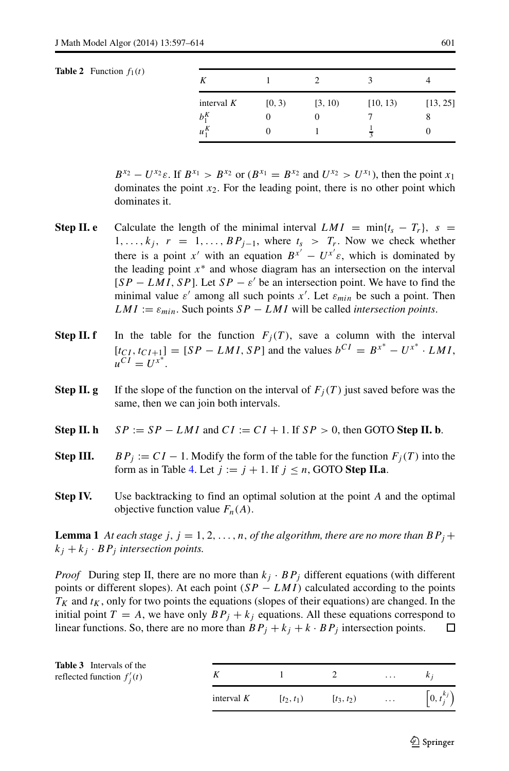**Table 2** Function $f_1(t)$

| $K$ | 1 | 2 | 3 | 4 |
|---|---|---|---|---|
| interval $K$ | [0, 3) | [3, 10) | [10, 13) | [13, 25] |
| $b_1^K$ | 0 | 0 | 7 | 8 |
| $u_1^K$ | 0 | 1 | $\frac{1}{3}$ | 0 |

$B^{x_2} - U^{x_2}\varepsilon$. If $B^{x_1} > B^{x_2}$ or ($B^{x_1} = B^{x_2}$ and $U^{x_2} > U^{x_1}$), then the point $x_1$ dominates the point $x_2$. For the leading point, there is no other point which dominates it.

**Step II. e** Calculate the length of the minimal interval $LMI = \min\{t_s - T_r\}$, $s = 1, \ldots, k_j$, $r = 1, \ldots, BP_{j-1}$, where $t_s > T_r$. Now we check whether there is a point $x'$ with an equation $B^{x'} - U^{x'}\varepsilon$, which is dominated by the leading point $x^*$ and whose diagram has an intersection on the interval $[SP - LMI, SP]$. Let $SP - \varepsilon'$ be an intersection point. We have to find the minimal value $\varepsilon'$ among all such points $x'$. Let $\varepsilon_{min}$ be such a point. Then $LMI := \varepsilon_{min}$. Such points $SP - LMI$ will be called *intersection points*.

**Step II. f** In the table for the function $F_j(T)$, save a column with the interval $[t_{CI}, t_{CI+1}] = [SP - LMI, SP]$ and the values $b^{CI} = B^{x^*} - U^{x^*} \cdot LMI$, $u^{CI} = U^{x^*}$.

**Step II. g** If the slope of the function on the interval of $F_j(T)$ just saved before was the same, then we can join both intervals.

**Step II. h** $SP := SP - LMI$ and $CI := CI + 1$. If $SP > 0$, then GOTO **Step II. b**.

**Step III.** $BP_j := CI - 1$. Modify the form of the table for the function $F_j(T)$ into the form as in Table 4. Let $j := j + 1$. If $j \le n$, GOTO **Step II.a**.

**Step IV.** Use backtracking to find an optimal solution at the point $A$ and the optimal objective function value $F_n(A)$.

**Lemma 1** *At each stage $j$, $j = 1, 2, \ldots, n$, of the algorithm, there are no more than $BP_j + k_j + k_j \cdot BP_j$ intersection points.*

*Proof* During step II, there are no more than $k_j \cdot BP_j$ different equations (with different points or different slopes). At each point $(SP - LMI)$ calculated according to the points $T_K$ and $t_K$, only for two points the equations (slopes of their equations) are changed. In the initial point $T = A$, we have only $BP_j + k_j$ equations. All these equations correspond to linear functions. So, there are no more than $BP_j + k_j + k \cdot BP_j$ intersection points. □

**Table 3** Intervals of the reflected function $f_j'(t)$

| $K$ | 1 | 2 | ... | $k_j$ |
|---|---|---|---|---|
| interval $K$ | $[t_2, t_1)$ | $[t_3, t_2)$ | ... | $\left[0, t_j^{k_j}\right)$ |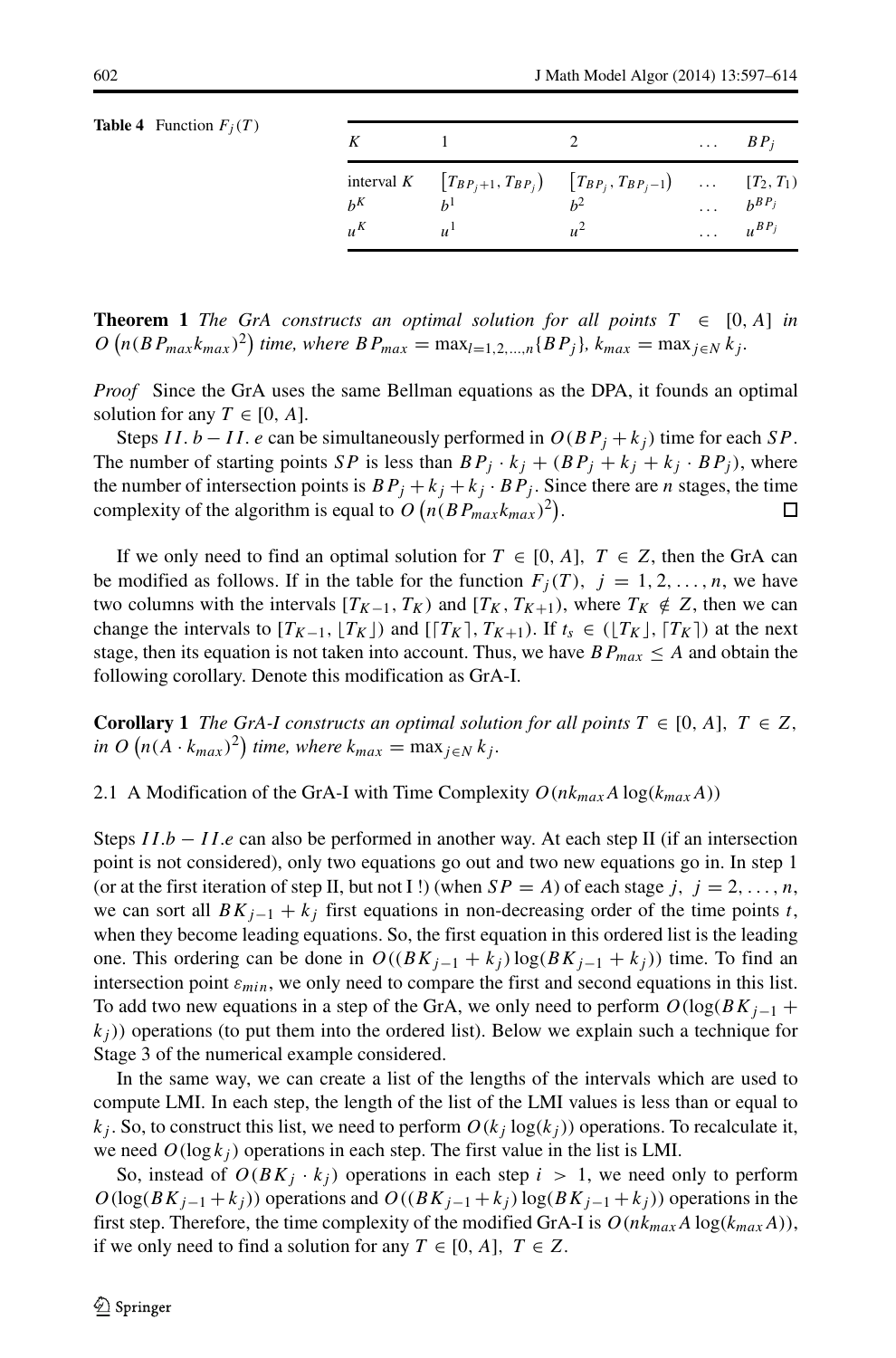**Table 4** Function $F_j(T)$

| $K$ | 1 | 2 | ... | $BP_j$ |
|---|---|---|---|---|
| interval $K$ | $[T_{BP_j+1}, T_{BP_j})$ | $[T_{BP_j}, T_{BP_j-1})$ | ... | $[T_2, T_1)$ |
| $b^K$ | $b^1$ | $b^2$ | ... | $b^{BP_j}$ |
| $u^K$ | $u^1$ | $u^2$ | ... | $u^{BP_j}$ |

**Theorem 1** *The GrA constructs an optimal solution for all points $T \in [0, A]$ in $O\left(n(BP_{max}k_{max})^2\right)$ time, where $BP_{max} = \max_{l=1,2,\ldots,n}\{BP_j\}$, $k_{max} = \max_{j\in N} k_j$.*

*Proof* Since the GrA uses the same Bellman equations as the DPA, it founds an optimal solution for any $T \in [0, A]$.

Steps $II.b - II.e$ can be simultaneously performed in $O(BP_j + k_j)$ time for each $SP$. The number of starting points $SP$ is less than $BP_j \cdot k_j + (BP_j + k_j + k_j \cdot BP_j)$, where the number of intersection points is $BP_j + k_j + k_j \cdot BP_j$. Since there are $n$ stages, the time complexity of the algorithm is equal to $O\left(n(BP_{max}k_{max})^2\right)$. □

If we only need to find an optimal solution for $T \in [0, A]$, $T \in Z$, then the GrA can be modified as follows. If in the table for the function $F_j(T)$, $j = 1, 2, \ldots, n$, we have two columns with the intervals $[T_{K-1}, T_K)$ and $[T_K, T_{K+1})$, where $T_K \notin Z$, then we can change the intervals to $[T_{K-1}, \lfloor T_K \rfloor)$ and $[\lceil T_K \rceil, T_{K+1})$. If $t_s \in (\lfloor T_K \rfloor, \lceil T_K \rceil)$ at the next stage, then its equation is not taken into account. Thus, we have $BP_{max} \leq A$ and obtain the following corollary. Denote this modification as GrA-I.

**Corollary 1** *The GrA-I constructs an optimal solution for all points $T \in [0, A]$, $T \in Z$, in $O\left(n(A \cdot k_{max})^2\right)$ time, where $k_{max} = \max_{j\in N} k_j$.*

## 2.1 A Modification of the GrA-I with Time Complexity $O(nk_{max}A\log(k_{max}A))$

Steps $II.b - II.e$ can also be performed in another way. At each step II (if an intersection point is not considered), only two equations go out and two new equations go in. In step 1 (or at the first iteration of step II, but not I !) (when $SP = A$) of each stage $j$, $j = 2, \ldots, n$, we can sort all $BK_{j-1} + k_j$ first equations in non-decreasing order of the time points $t$, when they become leading equations. So, the first equation in this ordered list is the leading one. This ordering can be done in $O((BK_{j-1} + k_j)\log(BK_{j-1} + k_j))$ time. To find an intersection point $\varepsilon_{min}$, we only need to compare the first and second equations in this list. To add two new equations in a step of the GrA, we only need to perform $O(\log(BK_{j-1} + k_j))$ operations (to put them into the ordered list). Below we explain such a technique for Stage 3 of the numerical example considered.

In the same way, we can create a list of the lengths of the intervals which are used to compute LMI. In each step, the length of the list of the LMI values is less than or equal to $k_j$. So, to construct this list, we need to perform $O(k_j \log(k_j))$ operations. To recalculate it, we need $O(\log k_j)$ operations in each step. The first value in the list is LMI.

So, instead of $O(BK_j \cdot k_j)$ operations in each step $i > 1$, we need only to perform $O(\log(BK_{j-1} + k_j))$ operations and $O((BK_{j-1} + k_j)\log(BK_{j-1} + k_j))$ operations in the first step. Therefore, the time complexity of the modified GrA-I is $O(nk_{max}A\log(k_{max}A))$, if we only need to find a solution for any $T \in [0, A]$, $T \in Z$.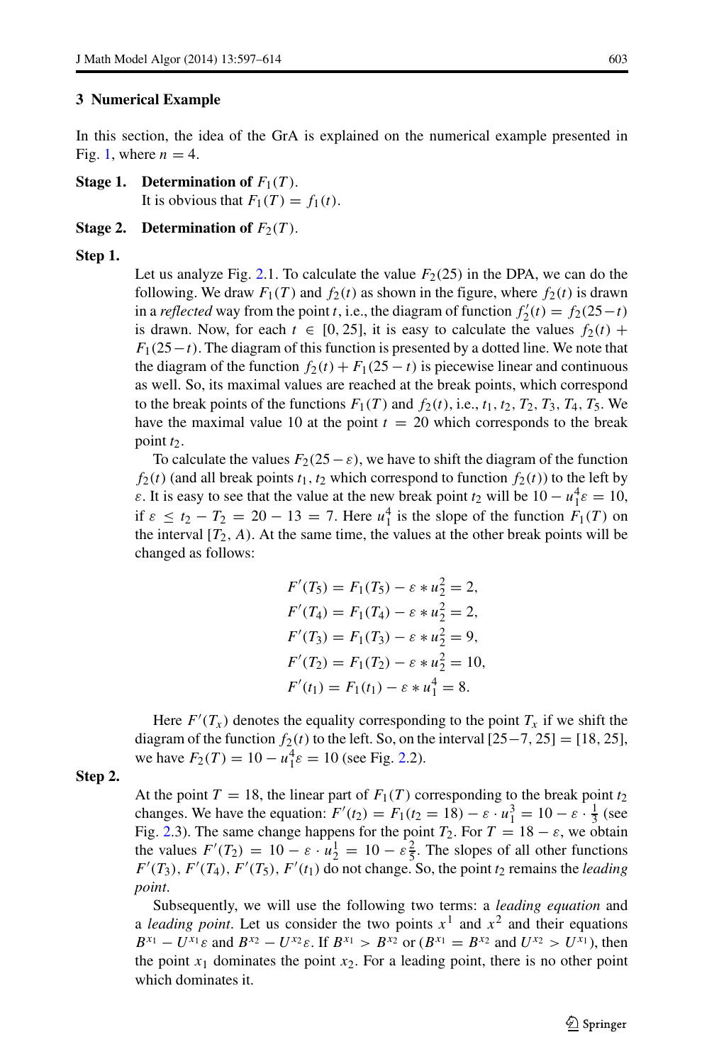## 3 Numerical Example

In this section, the idea of the GrA is explained on the numerical example presented in Fig. 1, where $n = 4$.

**Stage 1.** **Determination of** $F_1(T)$.

It is obvious that $F_1(T) = f_1(t)$.

**Stage 2.** **Determination of** $F_2(T)$.

**Step 1.**

Let us analyze Fig. 2.1. To calculate the value $F_2(25)$ in the DPA, we can do the following. We draw $F_1(T)$ and $f_2(t)$ as shown in the figure, where $f_2(t)$ is drawn in a *reflected* way from the point $t$, i.e., the diagram of function $f_2'(t) = f_2(25-t)$ is drawn. Now, for each $t \in [0, 25]$, it is easy to calculate the values $f_2(t) + F_1(25-t)$. The diagram of this function is presented by a dotted line. We note that the diagram of the function $f_2(t) + F_1(25-t)$ is piecewise linear and continuous as well. So, its maximal values are reached at the break points, which correspond to the break points of the functions $F_1(T)$ and $f_2(t)$, i.e., $t_1, t_2, T_2, T_3, T_4, T_5$. We have the maximal value 10 at the point $t = 20$ which corresponds to the break point $t_2$.

To calculate the values $F_2(25-\varepsilon)$, we have to shift the diagram of the function $f_2(t)$ (and all break points $t_1, t_2$ which correspond to function $f_2(t)$) to the left by $\varepsilon$. It is easy to see that the value at the new break point $t_2$ will be $10 - u_1^4\varepsilon = 10$, if $\varepsilon \leq t_2 - T_2 = 20 - 13 = 7$. Here $u_1^4$ is the slope of the function $F_1(T)$ on the interval $[T_2, A)$. At the same time, the values at the other break points will be changed as follows:

$$
\begin{aligned}
F'(T_5) &= F_1(T_5) - \varepsilon * u_2^2 = 2, \\
F'(T_4) &= F_1(T_4) - \varepsilon * u_2^2 = 2, \\
F'(T_3) &= F_1(T_3) - \varepsilon * u_2^2 = 9, \\
F'(T_2) &= F_1(T_2) - \varepsilon * u_2^2 = 10, \\
F'(t_1) &= F_1(t_1) - \varepsilon * u_1^4 = 8.
\end{aligned}
$$

Here $F'(T_x)$ denotes the equality corresponding to the point $T_x$ if we shift the diagram of the function $f_2(t)$ to the left. So, on the interval $[25-7, 25] = [18, 25]$, we have $F_2(T) = 10 - u_1^4\varepsilon = 10$ (see Fig. 2.2).

**Step 2.**

At the point $T = 18$, the linear part of $F_1(T)$ corresponding to the break point $t_2$ changes. We have the equation: $F'(t_2) = F_1(t_2 = 18) - \varepsilon \cdot u_1^3 = 10 - \varepsilon \cdot \frac{1}{3}$ (see Fig. 2.3). The same change happens for the point $T_2$. For $T = 18 - \varepsilon$, we obtain the values $F'(T_2) = 10 - \varepsilon \cdot u_2^1 = 10 - \varepsilon\frac{2}{5}$. The slopes of all other functions $F'(T_3), F'(T_4), F'(T_5), F'(t_1)$ do not change. So, the point $t_2$ remains the *leading point*.

Subsequently, we will use the following two terms: a *leading equation* and a *leading point*. Let us consider the two points $x^1$ and $x^2$ and their equations $B^{x_1} - U^{x_1}\varepsilon$ and $B^{x_2} - U^{x_2}\varepsilon$. If $B^{x_1} > B^{x_2}$ or ($B^{x_1} = B^{x_2}$ and $U^{x_2} > U^{x_1}$), then the point $x_1$ dominates the point $x_2$. For a leading point, there is no other point which dominates it.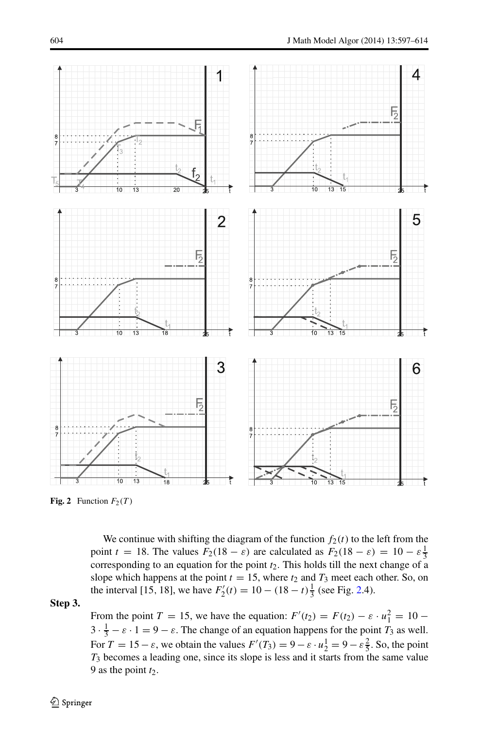**Fig. 2** Function $F_2(T)$

We continue with shifting the diagram of the function $f_2(t)$ to the left from the point $t = 18$. The values $F_2(18 - \varepsilon)$ are calculated as $F_2(18 - \varepsilon) = 10 - \varepsilon\frac{1}{3}$ corresponding to an equation for the point $t_2$. This holds till the next change of a slope which happens at the point $t = 15$, where $t_2$ and $T_3$ meet each other. So, on the interval [15, 18], we have $F_2'(t) = 10 - (18 - t)\frac{1}{3}$ (see Fig. 2.4).

**Step 3.**

From the point $T = 15$, we have the equation: $F'(t_2) = F(t_2) - \varepsilon \cdot u_1^2 = 10 - 3 \cdot \frac{1}{3} - \varepsilon \cdot 1 = 9 - \varepsilon$. The change of an equation happens for the point $T_3$ as well. For $T = 15 - \varepsilon$, we obtain the values $F'(T_3) = 9 - \varepsilon \cdot u_2^1 = 9 - \varepsilon\frac{2}{5}$. So, the point $T_3$ becomes a leading one, since its slope is less and it starts from the same value 9 as the point $t_2$.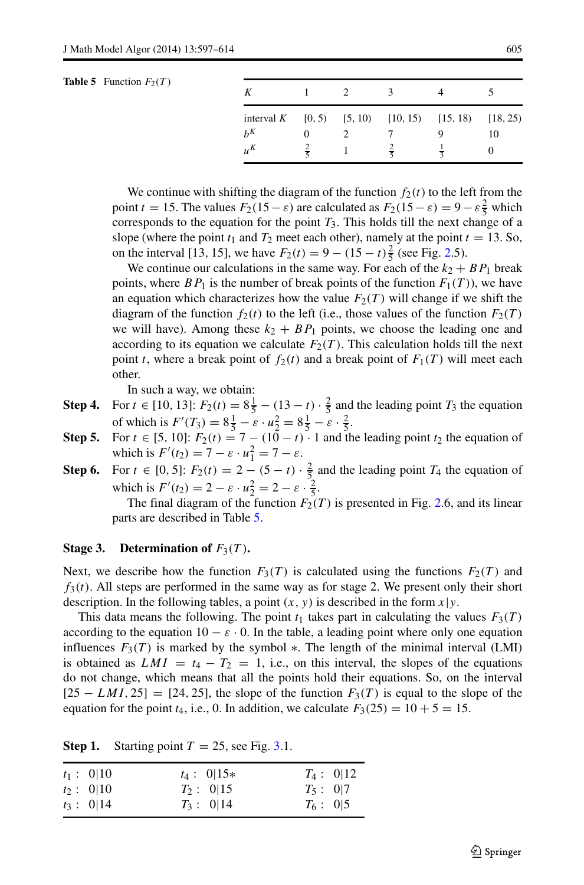**Table 5** Function $F_2(T)$

| $K$ | 1 | 2 | 3 | 4 | 5 |
|---|---|---|---|---|---|
| interval $K$ | [0, 5) | [5, 10) | [10, 15) | [15, 18) | [18, 25) |
| $b^K$ | 0 | 2 | 7 | 9 | 10 |
| $u^K$ | $\frac{2}{5}$ | 1 | $\frac{2}{5}$ | $\frac{1}{3}$ | 0 |

We continue with shifting the diagram of the function $f_2(t)$ to the left from the point $t = 15$. The values $F_2(15 - \varepsilon)$ are calculated as $F_2(15 - \varepsilon) = 9 - \varepsilon\frac{2}{5}$ which corresponds to the equation for the point $T_3$. This holds till the next change of a slope (where the point $t_1$ and $T_2$ meet each other), namely at the point $t = 13$. So, on the interval [13, 15], we have $F_2(t) = 9 - (15 - t)\frac{2}{5}$ (see Fig. 2.5).

We continue our calculations in the same way. For each of the $k_2 + BP_1$ break points, where $BP_1$ is the number of break points of the function $F_1(T)$), we have an equation which characterizes how the value $F_2(T)$ will change if we shift the diagram of the function $f_2(t)$ to the left (i.e., those values of the function $F_2(T)$ we will have). Among these $k_2 + BP_1$ points, we choose the leading one and according to its equation we calculate $F_2(T)$. This calculation holds till the next point $t$, where a break point of $f_2(t)$ and a break point of $F_1(T)$ will meet each other.

In such a way, we obtain:

**Step 4.** For $t \in [10, 13]$: $F_2(t) = 8\frac{1}{5} - (13 - t) \cdot \frac{2}{5}$ and the leading point $T_3$ the equation of which is $F'(T_3) = 8\frac{1}{5} - \varepsilon \cdot u_2^2 = 8\frac{1}{5} - \varepsilon \cdot \frac{2}{5}$.

**Step 5.** For $t \in [5, 10]$: $F_2(t) = 7 - (10 - t) \cdot 1$ and the leading point $t_2$ the equation of which is $F'(t_2) = 7 - \varepsilon \cdot u_1^2 = 7 - \varepsilon$.

**Step 6.** For $t \in [0, 5]$: $F_2(t) = 2 - (5 - t) \cdot \frac{2}{5}$ and the leading point $T_4$ the equation of which is $F'(t_2) = 2 - \varepsilon \cdot u_2^2 = 2 - \varepsilon \cdot \frac{2}{5}$.

The final diagram of the function $F_2(T)$ is presented in Fig. 2.6, and its linear parts are described in Table 5.

**Stage 3. Determination of $F_3(T)$.**

Next, we describe how the function $F_3(T)$ is calculated using the functions $F_2(T)$ and $f_3(t)$. All steps are performed in the same way as for stage 2. We present only their short description. In the following tables, a point $(x, y)$ is described in the form $x|y$.

This data means the following. The point $t_1$ takes part in calculating the values $F_3(T)$ according to the equation $10 - \varepsilon \cdot 0$. In the table, a leading point where only one equation influences $F_3(T)$ is marked by the symbol $*$. The length of the minimal interval (LMI) is obtained as $LMI = t_4 - T_2 = 1$, i.e., on this interval, the slopes of the equations do not change, which means that all the points hold their equations. So, on the interval $[25 - LMI, 25] = [24, 25]$, the slope of the function $F_3(T)$ is equal to the slope of the equation for the point $t_4$, i.e., 0. In addition, we calculate $F_3(25) = 10 + 5 = 15$.

**Step 1.** Starting point $T = 25$, see Fig. 3.1.

| | | |
|---|---|---|
| $t_1$ : 0\|10 | $t_4$ : 0\|15$*$ | $T_4$ : 0\|12 |
| $t_2$ : 0\|10 | $T_2$ : 0\|15 | $T_5$ : 0\|7 |
| $t_3$ : 0\|14 | $T_3$ : 0\|14 | $T_6$ : 0\|5 |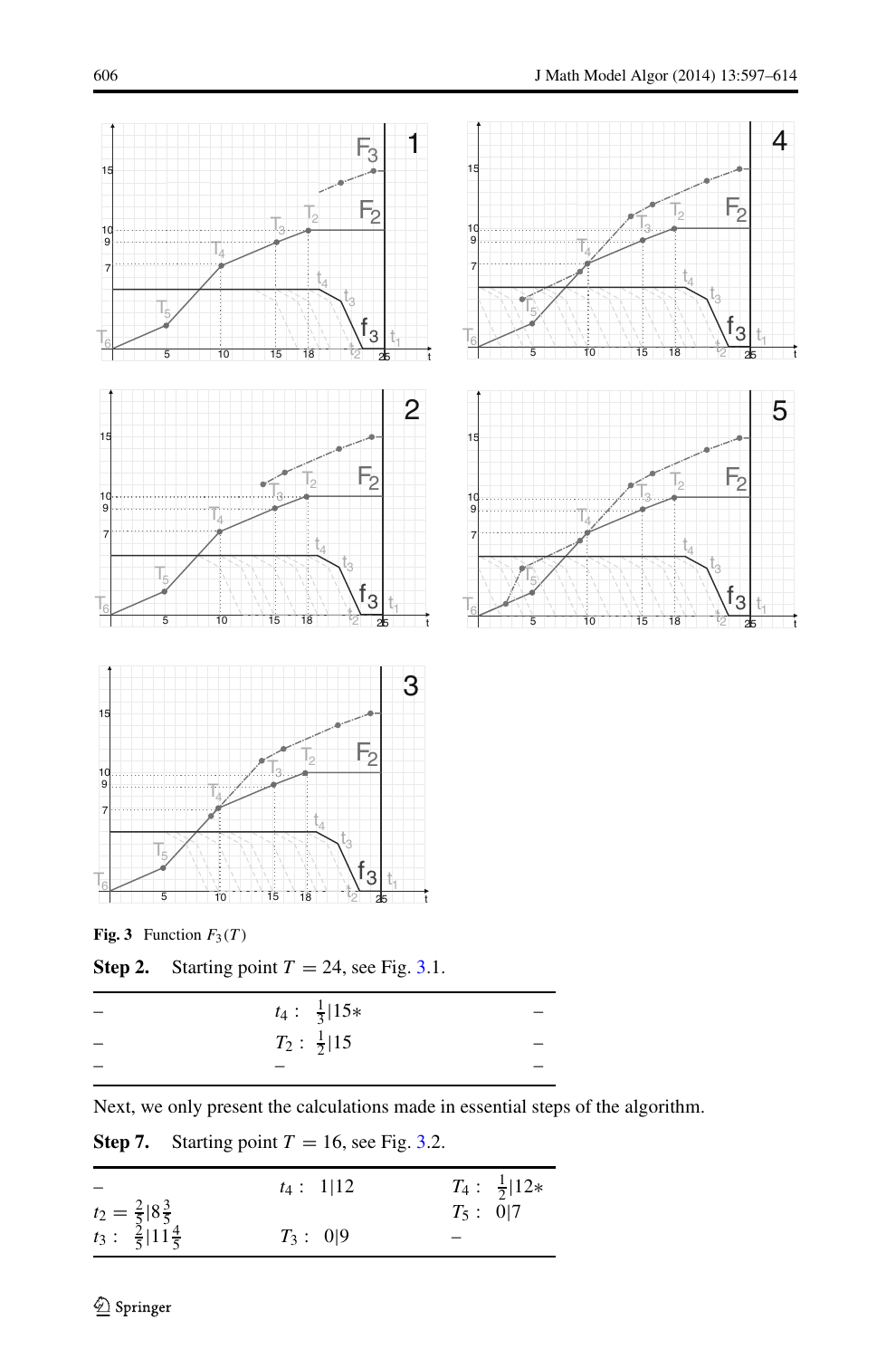**Fig. 3** Function $F_3(T)$

**Step 2.** Starting point $T = 24$, see Fig. 3.1.

| | | |
|---|---|---|
| – | $t_4: \ \frac{1}{3}\|15*$ | – |
| – | $T_2: \ \frac{1}{2}\|15$ | – |
| – | – | – |

Next, we only present the calculations made in essential steps of the algorithm.

**Step 7.** Starting point $T = 16$, see Fig. 3.2.

| | | |
|---|---|---|
| – | $t_4: \ 1\|12$ | $T_4: \ \frac{1}{2}\|12*$ |
| $t_2 = \frac{2}{5}\|8\frac{3}{5}$ | | $T_5: \ 0\|7$ |
| $t_3: \ \frac{2}{5}\|11\frac{4}{5}$ | $T_3: \ 0\|9$ | – |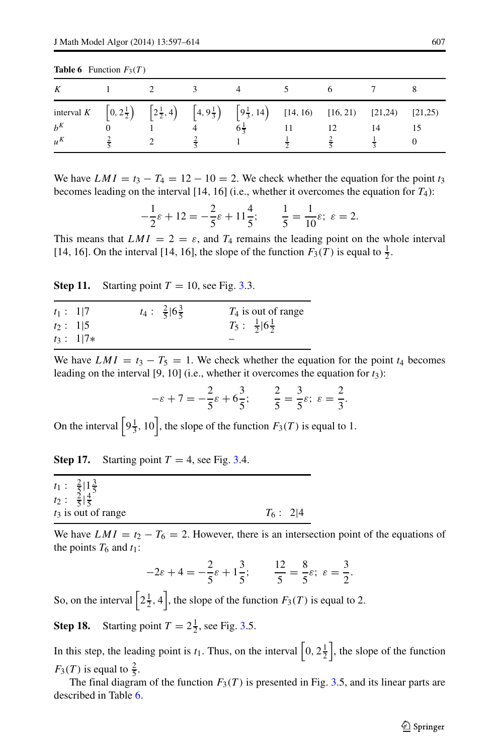**Table 6** Function $F_3(T)$

| $K$ | 1 | 2 | 3 | 4 | 5 | 6 | 7 | 8 |
|---|---|---|---|---|---|---|---|---|
| interval $K$ | $\left[0, 2\frac{1}{2}\right)$ | $\left[2\frac{1}{2}, 4\right)$ | $\left[4, 9\frac{1}{3}\right)$ | $\left[9\frac{1}{3}, 14\right)$ | [14, 16) | [16, 21) | [21,24) | [21,25) |
| $b^K$ | 0 | 1 | 4 | $6\frac{1}{3}$ | 11 | 12 | 14 | 15 |
| $u^K$ | $\frac{2}{5}$ | 2 | $\frac{2}{5}$ | 1 | $\frac{1}{2}$ | $\frac{2}{5}$ | $\frac{1}{3}$ | 0 |

We have $LMI = t_3 - T_4 = 12 - 10 = 2$. We check whether the equation for the point $t_3$ becomes leading on the interval [14, 16] (i.e., whether it overcomes the equation for $T_4$):

$$-\frac{1}{2}\varepsilon + 12 = -\frac{2}{5}\varepsilon + 11\frac{4}{5}; \qquad \frac{1}{5} = \frac{1}{10}\varepsilon;\ \varepsilon = 2.$$

This means that $LMI = 2 = \varepsilon$, and $T_4$ remains the leading point on the whole interval [14, 16]. On the interval [14, 16], the slope of the function $F_3(T)$ is equal to $\frac{1}{2}$.

**Step 11.** Starting point $T = 10$, see Fig. 3.3.

| | | |
|---|---|---|
| $t_1:\ 1\vert 7$ | $t_4:\ \frac{2}{5}\vert 6\frac{3}{5}$ | $T_4$ is out of range |
| $t_2:\ 1\vert 5$ | | $T_5:\ \frac{1}{2}\vert 6\frac{1}{2}$ |
| $t_3:\ 1\vert 7*$ | | – |

We have $LMI = t_3 - T_5 = 1$. We check whether the equation for the point $t_4$ becomes leading on the interval [9, 10] (i.e., whether it overcomes the equation for $t_3$):

$$-\varepsilon + 7 = -\frac{2}{5}\varepsilon + 6\frac{3}{5}; \qquad \frac{2}{5} = \frac{3}{5}\varepsilon;\ \varepsilon = \frac{2}{3}.$$

On the interval $\left[9\frac{1}{3}, 10\right]$, the slope of the function $F_3(T)$ is equal to 1.

**Step 17.** Starting point $T = 4$, see Fig. 3.4.

| | |
|---|---|
| $t_1:\ \frac{2}{5}\vert 1\frac{3}{5}$ | |
| $t_2:\ \frac{2}{5}\vert \frac{4}{5}$ | |
| $t_3$ is out of range | $T_6:\ 2\vert 4$ |

We have $LMI = t_2 - T_6 = 2$. However, there is an intersection point of the equations of the points $T_6$ and $t_1$:

$$-2\varepsilon + 4 = -\frac{2}{5}\varepsilon + 1\frac{3}{5}; \qquad \frac{12}{5} = \frac{8}{5}\varepsilon;\ \varepsilon = \frac{3}{2}.$$

So, on the interval $\left[2\frac{1}{2}, 4\right]$, the slope of the function $F_3(T)$ is equal to 2.

**Step 18.** Starting point $T = 2\frac{1}{2}$, see Fig. 3.5.

In this step, the leading point is $t_1$. Thus, on the interval $\left[0, 2\frac{1}{2}\right]$, the slope of the function $F_3(T)$ is equal to $\frac{2}{5}$.

The final diagram of the function $F_3(T)$ is presented in Fig. 3.5, and its linear parts are described in Table 6.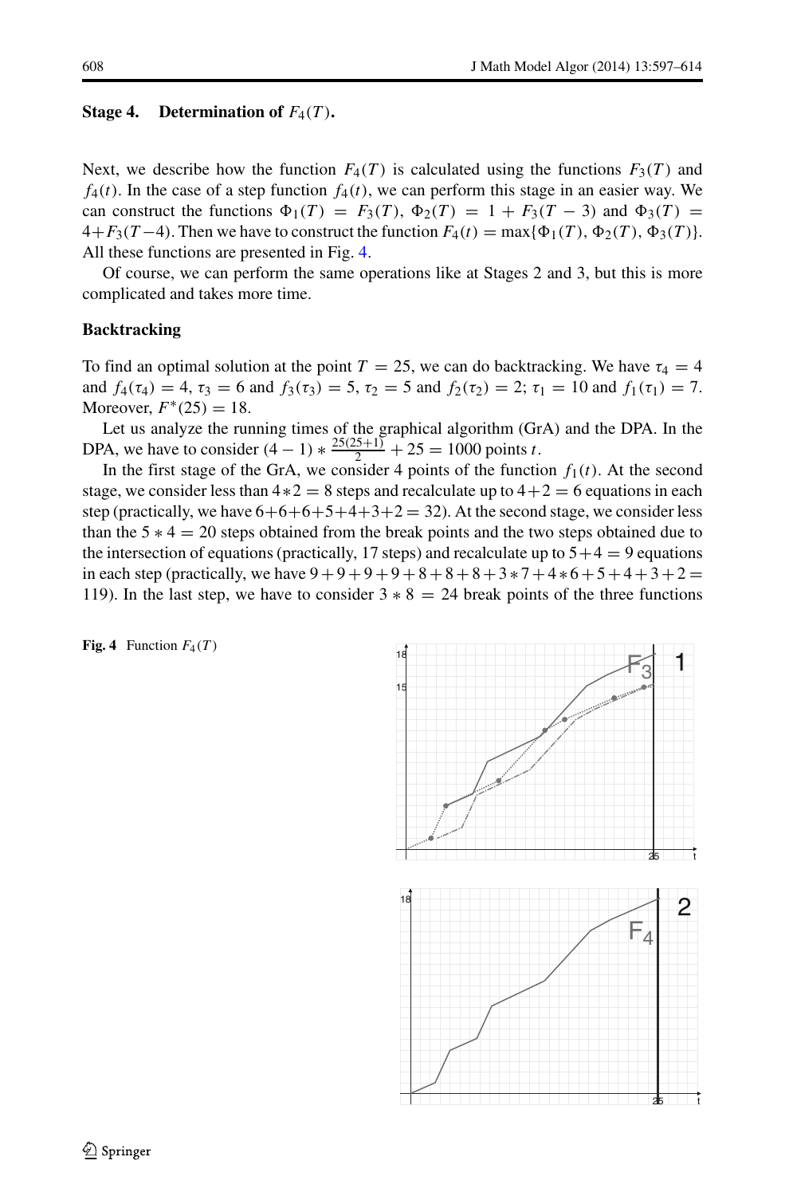**Stage 4. Determination of $F_4(T)$.**

Next, we describe how the function $F_4(T)$ is calculated using the functions $F_3(T)$ and $f_4(t)$. In the case of a step function $f_4(t)$, we can perform this stage in an easier way. We can construct the functions $\Phi_1(T) = F_3(T)$, $\Phi_2(T) = 1 + F_3(T - 3)$ and $\Phi_3(T) = 4 + F_3(T - 4)$. Then we have to construct the function $F_4(t) = \max\{\Phi_1(T), \Phi_2(T), \Phi_3(T)\}$. All these functions are presented in Fig. 4.

Of course, we can perform the same operations like at Stages 2 and 3, but this is more complicated and takes more time.

**Backtracking**

To find an optimal solution at the point $T = 25$, we can do backtracking. We have $\tau_4 = 4$ and $f_4(\tau_4) = 4$, $\tau_3 = 6$ and $f_3(\tau_3) = 5$, $\tau_2 = 5$ and $f_2(\tau_2) = 2$; $\tau_1 = 10$ and $f_1(\tau_1) = 7$. Moreover, $F^*(25) = 18$.

Let us analyze the running times of the graphical algorithm (GrA) and the DPA. In the DPA, we have to consider $(4 - 1) * \frac{25(25+1)}{2} + 25 = 1000$ points $t$.

In the first stage of the GrA, we consider 4 points of the function $f_1(t)$. At the second stage, we consider less than $4 * 2 = 8$ steps and recalculate up to $4 + 2 = 6$ equations in each step (practically, we have $6+6+6+5+4+3+2 = 32$). At the second stage, we consider less than the $5 * 4 = 20$ steps obtained from the break points and the two steps obtained due to the intersection of equations (practically, 17 steps) and recalculate up to $5 + 4 = 9$ equations in each step (practically, we have $9+9+9+9+8+8+8+3*7+4*6+5+4+3+2 = 119$). In the last step, we have to consider $3 * 8 = 24$ break points of the three functions

**Fig. 4** Function $F_4(T)$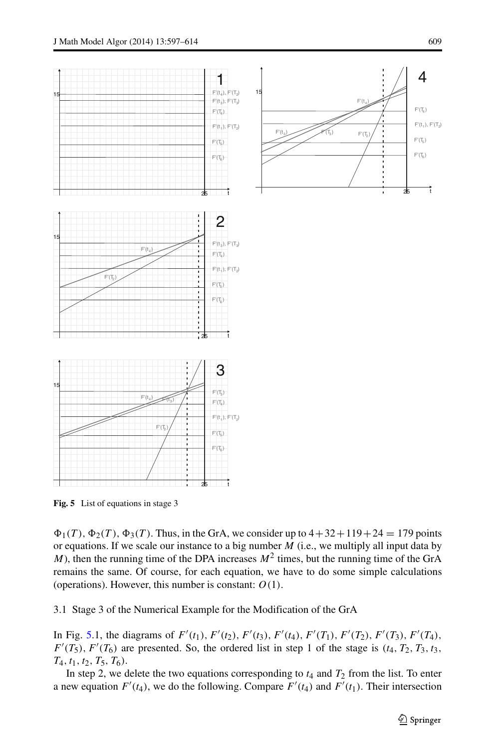**Fig. 5** List of equations in stage 3

$\Phi_1(T)$, $\Phi_2(T)$, $\Phi_3(T)$. Thus, in the GrA, we consider up to $4+32+119+24 = 179$ points or equations. If we scale our instance to a big number $M$ (i.e., we multiply all input data by $M$), then the running time of the DPA increases $M^2$ times, but the running time of the GrA remains the same. Of course, for each equation, we have to do some simple calculations (operations). However, this number is constant: $O(1)$.

### 3.1 Stage 3 of the Numerical Example for the Modification of the GrA

In Fig. 5.1, the diagrams of $F'(t_1)$, $F'(t_2)$, $F'(t_3)$, $F'(t_4)$, $F'(T_1)$, $F'(T_2)$, $F'(T_3)$, $F'(T_4)$, $F'(T_5)$, $F'(T_6)$ are presented. So, the ordered list in step 1 of the stage is $(t_4, T_2, T_3, t_3, T_4, t_1, t_2, T_5, T_6)$.

In step 2, we delete the two equations corresponding to $t_4$ and $T_2$ from the list. To enter a new equation $F'(t_4)$, we do the following. Compare $F'(t_4)$ and $F'(t_1)$. Their intersection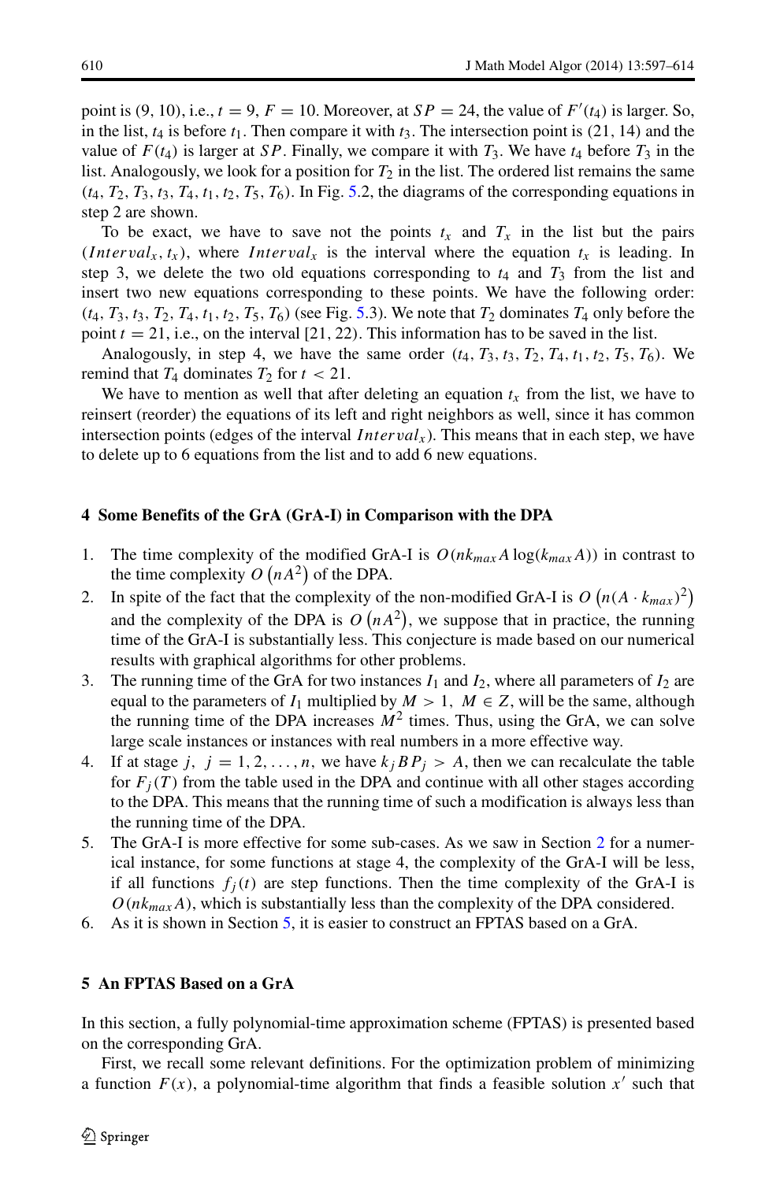point is (9, 10), i.e., $t = 9$, $F = 10$. Moreover, at $SP = 24$, the value of $F'(t_4)$ is larger. So, in the list, $t_4$ is before $t_1$. Then compare it with $t_3$. The intersection point is (21, 14) and the value of $F(t_4)$ is larger at $SP$. Finally, we compare it with $T_3$. We have $t_4$ before $T_3$ in the list. Analogously, we look for a position for $T_2$ in the list. The ordered list remains the same $(t_4, T_2, T_3, t_3, T_4, t_1, t_2, T_5, T_6)$. In Fig. 5.2, the diagrams of the corresponding equations in step 2 are shown.

To be exact, we have to save not the points $t_x$ and $T_x$ in the list but the pairs $(Interval_x, t_x)$, where $Interval_x$ is the interval where the equation $t_x$ is leading. In step 3, we delete the two old equations corresponding to $t_4$ and $T_3$ from the list and insert two new equations corresponding to these points. We have the following order: $(t_4, T_3, t_3, T_2, T_4, t_1, t_2, T_5, T_6)$ (see Fig. 5.3). We note that $T_2$ dominates $T_4$ only before the point $t = 21$, i.e., on the interval [21, 22). This information has to be saved in the list.

Analogously, in step 4, we have the same order $(t_4, T_3, t_3, T_2, T_4, t_1, t_2, T_5, T_6)$. We remind that $T_4$ dominates $T_2$ for $t < 21$.

We have to mention as well that after deleting an equation $t_x$ from the list, we have to reinsert (reorder) the equations of its left and right neighbors as well, since it has common intersection points (edges of the interval $Interval_x$). This means that in each step, we have to delete up to 6 equations from the list and to add 6 new equations.

## 4 Some Benefits of the GrA (GrA-I) in Comparison with the DPA

1. The time complexity of the modified GrA-I is $O(nk_{max}A\log(k_{max}A))$ in contrast to the time complexity $O\left(nA^2\right)$ of the DPA.
2. In spite of the fact that the complexity of the non-modified GrA-I is $O\left(n(A \cdot k_{max})^2\right)$ and the complexity of the DPA is $O\left(nA^2\right)$, we suppose that in practice, the running time of the GrA-I is substantially less. This conjecture is made based on our numerical results with graphical algorithms for other problems.
3. The running time of the GrA for two instances $I_1$ and $I_2$, where all parameters of $I_2$ are equal to the parameters of $I_1$ multiplied by $M > 1$, $M \in Z$, will be the same, although the running time of the DPA increases $M^2$ times. Thus, using the GrA, we can solve large scale instances or instances with real numbers in a more effective way.
4. If at stage $j$, $j = 1, 2, \ldots, n$, we have $k_j BP_j > A$, then we can recalculate the table for $F_j(T)$ from the table used in the DPA and continue with all other stages according to the DPA. This means that the running time of such a modification is always less than the running time of the DPA.
5. The GrA-I is more effective for some sub-cases. As we saw in Section 2 for a numerical instance, for some functions at stage 4, the complexity of the GrA-I will be less, if all functions $f_j(t)$ are step functions. Then the time complexity of the GrA-I is $O(nk_{max}A)$, which is substantially less than the complexity of the DPA considered.
6. As it is shown in Section 5, it is easier to construct an FPTAS based on a GrA.

## 5 An FPTAS Based on a GrA

In this section, a fully polynomial-time approximation scheme (FPTAS) is presented based on the corresponding GrA.

First, we recall some relevant definitions. For the optimization problem of minimizing a function $F(x)$, a polynomial-time algorithm that finds a feasible solution $x'$ such that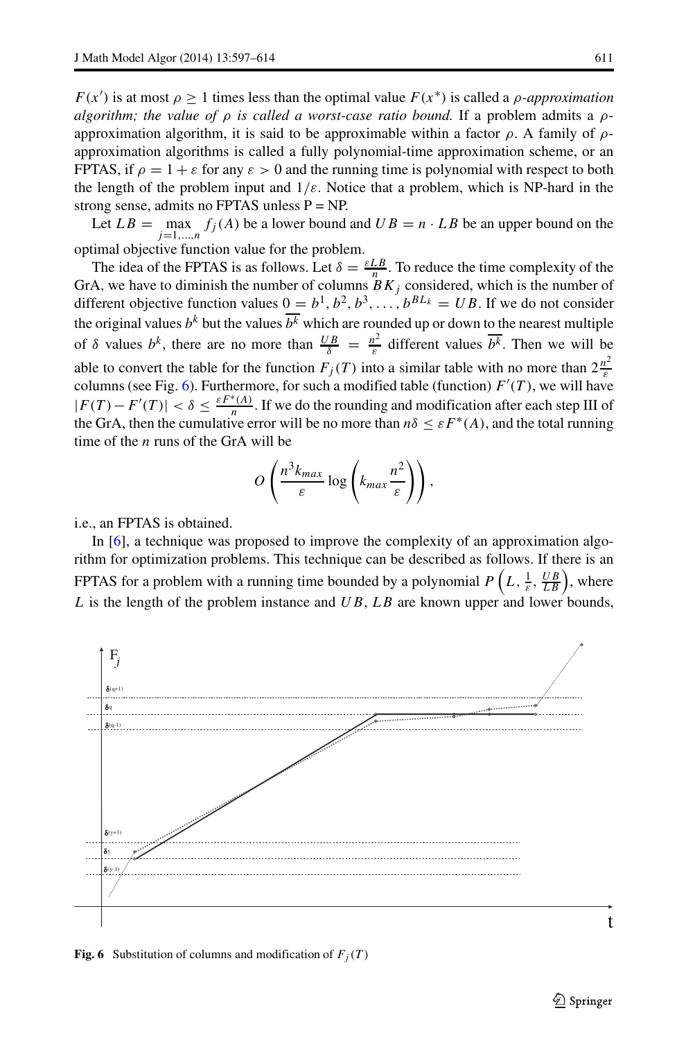$F(x')$ is at most $\rho \geq 1$ times less than the optimal value $F(x^*)$ is called a *$\rho$-approximation algorithm; the value of $\rho$ is called a worst-case ratio bound.* If a problem admits a $\rho$-approximation algorithm, it is said to be approximable within a factor $\rho$. A family of $\rho$-approximation algorithms is called a fully polynomial-time approximation scheme, or an FPTAS, if $\rho = 1 + \varepsilon$ for any $\varepsilon > 0$ and the running time is polynomial with respect to both the length of the problem input and $1/\varepsilon$. Notice that a problem, which is NP-hard in the strong sense, admits no FPTAS unless P = NP.

Let $LB = \max_{j=1,\ldots,n} f_j(A)$ be a lower bound and $UB = n \cdot LB$ be an upper bound on the optimal objective function value for the problem.

The idea of the FPTAS is as follows. Let $\delta = \frac{\varepsilon LB}{n}$. To reduce the time complexity of the GrA, we have to diminish the number of columns $BK_j$ considered, which is the number of different objective function values $0 = b^1, b^2, b^3, \ldots, b^{BL_k} = UB$. If we do not consider the original values $b^k$ but the values $\overline{b^k}$ which are rounded up or down to the nearest multiple of $\delta$ values $b^k$, there are no more than $\frac{UB}{\delta} = \frac{n^2}{\varepsilon}$ different values $\overline{b^k}$. Then we will be able to convert the table for the function $F_j(T)$ into a similar table with no more than $2\frac{n^2}{\varepsilon}$ columns (see Fig. 6). Furthermore, for such a modified table (function) $F'(T)$, we will have $|F(T) - F'(T)| < \delta \leq \frac{\varepsilon F^*(A)}{n}$. If we do the rounding and modification after each step III of the GrA, then the cumulative error will be no more than $n\delta \leq \varepsilon F^*(A)$, and the total running time of the $n$ runs of the GrA will be

$$O\left(\frac{n^3 k_{max}}{\varepsilon} \log\left(k_{max}\frac{n^2}{\varepsilon}\right)\right),$$

i.e., an FPTAS is obtained.

In [6], a technique was proposed to improve the complexity of an approximation algorithm for optimization problems. This technique can be described as follows. If there is an FPTAS for a problem with a running time bounded by a polynomial $P\left(L, \frac{1}{\varepsilon}, \frac{UB}{LB}\right)$, where $L$ is the length of the problem instance and $UB$, $LB$ are known upper and lower bounds,

**Fig. 6** Substitution of columns and modification of $F_j(T)$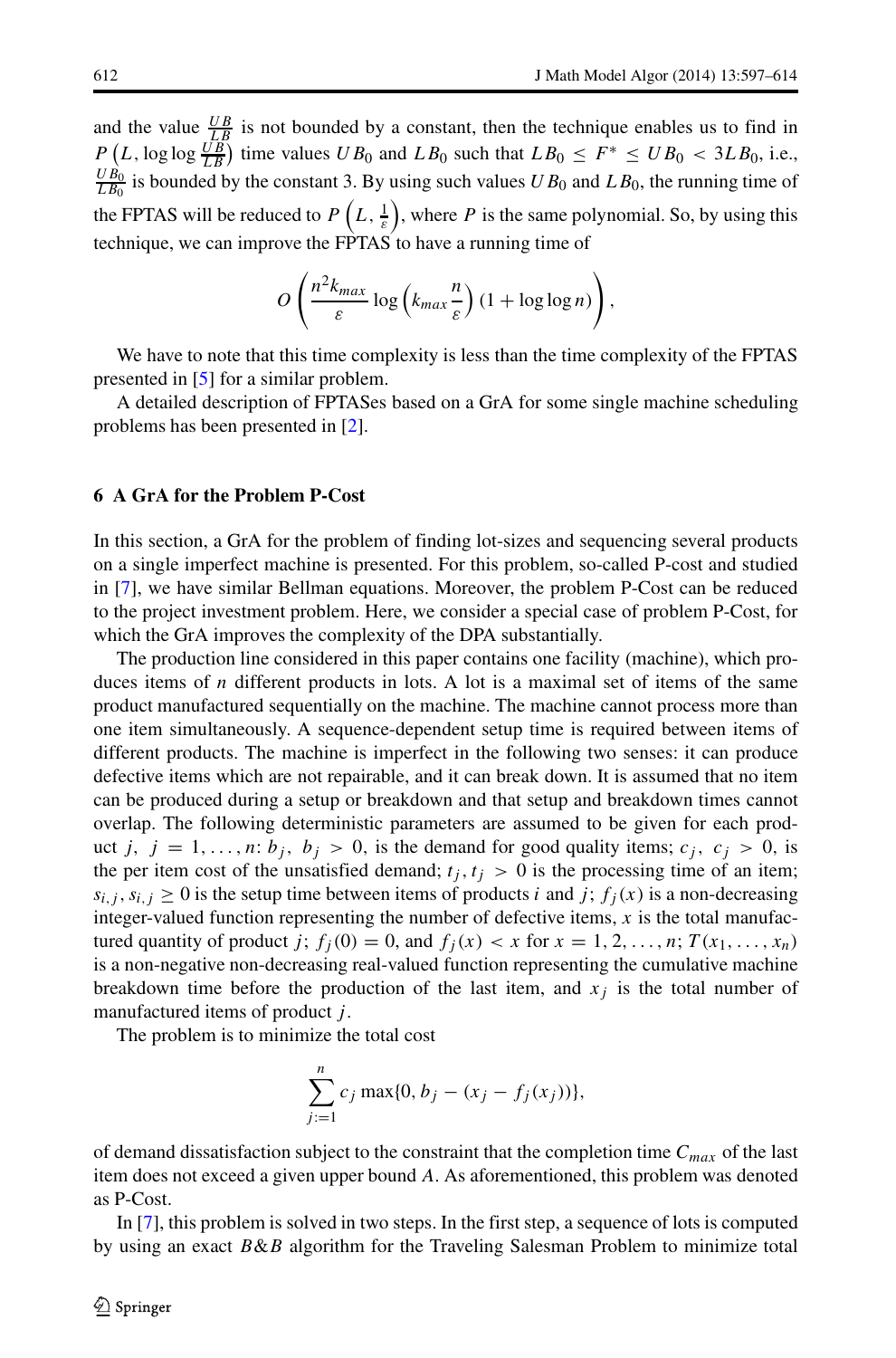and the value $\frac{UB}{LB}$ is not bounded by a constant, then the technique enables us to find in $P\left(L, \log\log \frac{UB}{LB}\right)$ time values $UB_0$ and $LB_0$ such that $LB_0 \leq F^* \leq UB_0 < 3LB_0$, i.e., $\frac{UB_0}{LB_0}$ is bounded by the constant 3. By using such values $UB_0$ and $LB_0$, the running time of the FPTAS will be reduced to $P\left(L, \frac{1}{\varepsilon}\right)$, where $P$ is the same polynomial. So, by using this technique, we can improve the FPTAS to have a running time of

$$O\left(\frac{n^2 k_{max}}{\varepsilon} \log\left(k_{max}\frac{n}{\varepsilon}\right)(1 + \log\log n)\right),$$

We have to note that this time complexity is less than the time complexity of the FPTAS presented in [5] for a similar problem.

A detailed description of FPTASes based on a GrA for some single machine scheduling problems has been presented in [2].

## 6 A GrA for the Problem P-Cost

In this section, a GrA for the problem of finding lot-sizes and sequencing several products on a single imperfect machine is presented. For this problem, so-called P-cost and studied in [7], we have similar Bellman equations. Moreover, the problem P-Cost can be reduced to the project investment problem. Here, we consider a special case of problem P-Cost, for which the GrA improves the complexity of the DPA substantially.

The production line considered in this paper contains one facility (machine), which produces items of $n$ different products in lots. A lot is a maximal set of items of the same product manufactured sequentially on the machine. The machine cannot process more than one item simultaneously. A sequence-dependent setup time is required between items of different products. The machine is imperfect in the following two senses: it can produce defective items which are not repairable, and it can break down. It is assumed that no item can be produced during a setup or breakdown and that setup and breakdown times cannot overlap. The following deterministic parameters are assumed to be given for each product $j$, $j = 1, \ldots, n$: $b_j$, $b_j > 0$, is the demand for good quality items; $c_j$, $c_j > 0$, is the per item cost of the unsatisfied demand; $t_j, t_j > 0$ is the processing time of an item; $s_{i,j}, s_{i,j} \geq 0$ is the setup time between items of products $i$ and $j$; $f_j(x)$ is a non-decreasing integer-valued function representing the number of defective items, $x$ is the total manufactured quantity of product $j$; $f_j(0) = 0$, and $f_j(x) < x$ for $x = 1, 2, \ldots, n$; $T(x_1, \ldots, x_n)$ is a non-negative non-decreasing real-valued function representing the cumulative machine breakdown time before the production of the last item, and $x_j$ is the total number of manufactured items of product $j$.

The problem is to minimize the total cost

$$\sum_{j:=1}^{n} c_j \max\{0, b_j - (x_j - f_j(x_j))\},$$

of demand dissatisfaction subject to the constraint that the completion time $C_{max}$ of the last item does not exceed a given upper bound $A$. As aforementioned, this problem was denoted as P-Cost.

In [7], this problem is solved in two steps. In the first step, a sequence of lots is computed by using an exact $B\&B$ algorithm for the Traveling Salesman Problem to minimize total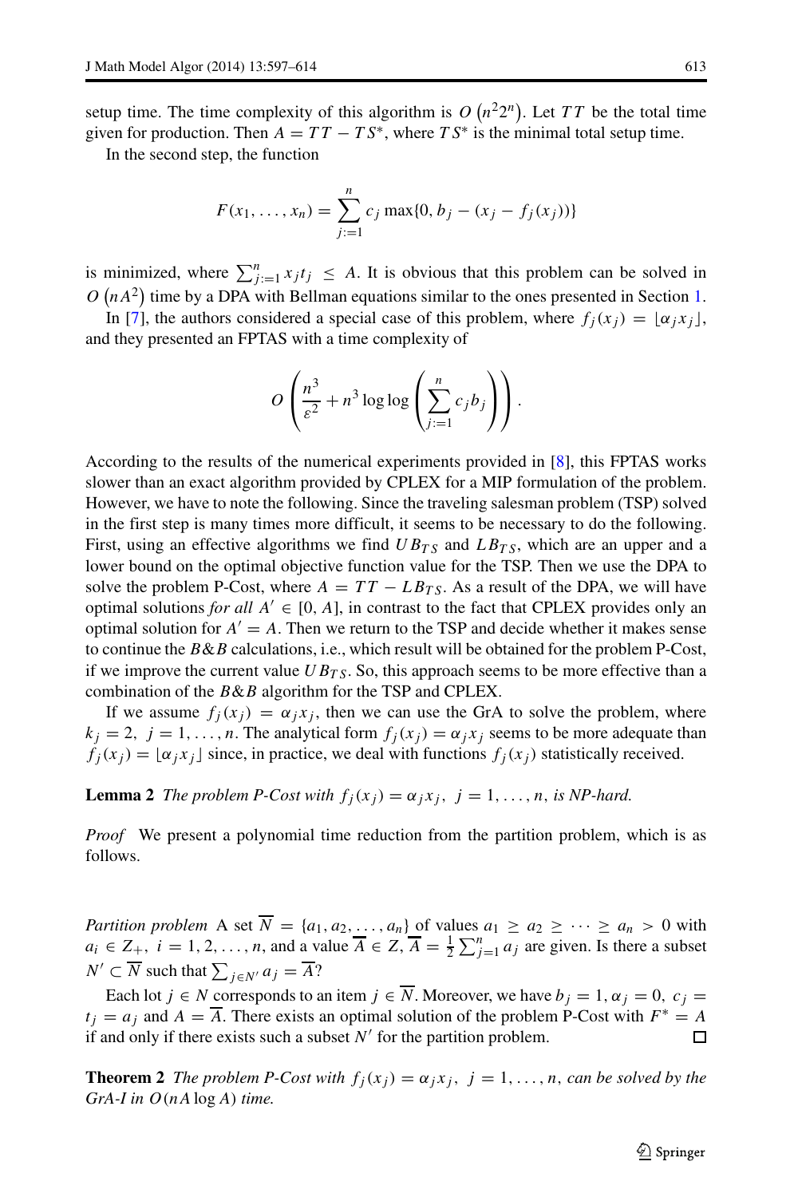setup time. The time complexity of this algorithm is $O\left(n^2 2^n\right)$. Let $TT$ be the total time given for production. Then $A = TT - TS^*$, where $TS^*$ is the minimal total setup time.

In the second step, the function

$$F(x_1, \ldots, x_n) = \sum_{j:=1}^{n} c_j \max\{0, b_j - (x_j - f_j(x_j))\}$$

is minimized, where $\sum_{j:=1}^{n} x_j t_j \leq A$. It is obvious that this problem can be solved in $O\left(nA^2\right)$ time by a DPA with Bellman equations similar to the ones presented in Section 1.

In [7], the authors considered a special case of this problem, where $f_j(x_j) = \lfloor \alpha_j x_j \rfloor$, and they presented an FPTAS with a time complexity of

$$O\left(\frac{n^3}{\varepsilon^2} + n^3 \log\log\left(\sum_{j:=1}^{n} c_j b_j\right)\right).$$

According to the results of the numerical experiments provided in [8], this FPTAS works slower than an exact algorithm provided by CPLEX for a MIP formulation of the problem. However, we have to note the following. Since the traveling salesman problem (TSP) solved in the first step is many times more difficult, it seems to be necessary to do the following. First, using an effective algorithms we find $UB_{TS}$ and $LB_{TS}$, which are an upper and a lower bound on the optimal objective function value for the TSP. Then we use the DPA to solve the problem P-Cost, where $A = TT - LB_{TS}$. As a result of the DPA, we will have optimal solutions *for all* $A' \in [0, A]$, in contrast to the fact that CPLEX provides only an optimal solution for $A' = A$. Then we return to the TSP and decide whether it makes sense to continue the $B\&B$ calculations, i.e., which result will be obtained for the problem P-Cost, if we improve the current value $UB_{TS}$. So, this approach seems to be more effective than a combination of the $B\&B$ algorithm for the TSP and CPLEX.

If we assume $f_j(x_j) = \alpha_j x_j$, then we can use the GrA to solve the problem, where $k_j = 2,\ j = 1, \ldots, n$. The analytical form $f_j(x_j) = \alpha_j x_j$ seems to be more adequate than $f_j(x_j) = \lfloor \alpha_j x_j \rfloor$ since, in practice, we deal with functions $f_j(x_j)$ statistically received.

**Lemma 2** *The problem P-Cost with* $f_j(x_j) = \alpha_j x_j,\ j = 1, \ldots, n$, *is NP-hard.*

*Proof* We present a polynomial time reduction from the partition problem, which is as follows.

*Partition problem* A set $\overline{N} = \{a_1, a_2, \ldots, a_n\}$ of values $a_1 \geq a_2 \geq \cdots \geq a_n > 0$ with $a_i \in Z_+,\ i = 1, 2, \ldots, n$, and a value $\overline{A} \in Z$, $\overline{A} = \frac{1}{2}\sum_{j=1}^{n} a_j$ are given. Is there a subset $N' \subset \overline{N}$ such that $\sum_{j \in N'} a_j = \overline{A}$?

Each lot $j \in N$ corresponds to an item $j \in \overline{N}$. Moreover, we have $b_j = 1, \alpha_j = 0,\ c_j = t_j = a_j$ and $A = \overline{A}$. There exists an optimal solution of the problem P-Cost with $F^* = A$ if and only if there exists such a subset $N'$ for the partition problem. □

**Theorem 2** *The problem P-Cost with* $f_j(x_j) = \alpha_j x_j,\ j = 1, \ldots, n$, *can be solved by the GrA-I in* $O(nA \log A)$ *time.*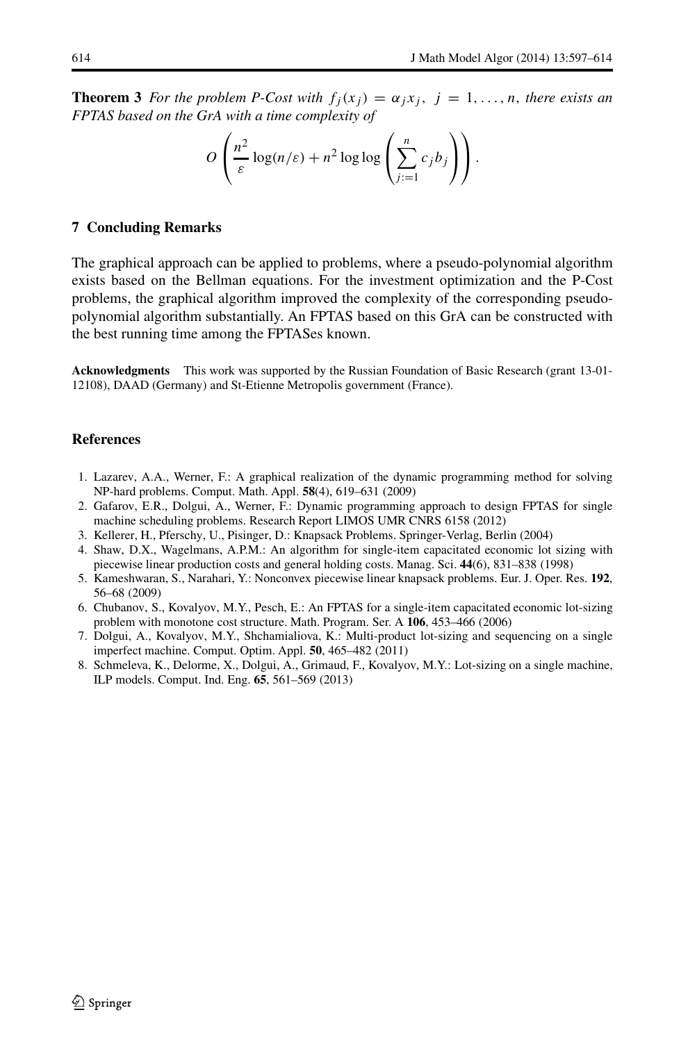**Theorem 3** *For the problem P-Cost with $f_j(x_j) = \alpha_j x_j,\ j = 1, \ldots, n$, there exists an FPTAS based on the GrA with a time complexity of*

$$O\left(\frac{n^2}{\varepsilon}\log(n/\varepsilon) + n^2 \log\log\left(\sum_{j:=1}^{n} c_j b_j\right)\right).$$

## 7 Concluding Remarks

The graphical approach can be applied to problems, where a pseudo-polynomial algorithm exists based on the Bellman equations. For the investment optimization and the P-Cost problems, the graphical algorithm improved the complexity of the corresponding pseudo-polynomial algorithm substantially. An FPTAS based on this GrA can be constructed with the best running time among the FPTASes known.

**Acknowledgments** This work was supported by the Russian Foundation of Basic Research (grant 13-01-12108), DAAD (Germany) and St-Etienne Metropolis government (France).

## References

1. Lazarev, A.A., Werner, F.: A graphical realization of the dynamic programming method for solving NP-hard problems. Comput. Math. Appl. **58**(4), 619–631 (2009)
2. Gafarov, E.R., Dolgui, A., Werner, F.: Dynamic programming approach to design FPTAS for single machine scheduling problems. Research Report LIMOS UMR CNRS 6158 (2012)
3. Kellerer, H., Pferschy, U., Pisinger, D.: Knapsack Problems. Springer-Verlag, Berlin (2004)
4. Shaw, D.X., Wagelmans, A.P.M.: An algorithm for single-item capacitated economic lot sizing with piecewise linear production costs and general holding costs. Manag. Sci. **44**(6), 831–838 (1998)
5. Kameshwaran, S., Narahari, Y.: Nonconvex piecewise linear knapsack problems. Eur. J. Oper. Res. **192**, 56–68 (2009)
6. Chubanov, S., Kovalyov, M.Y., Pesch, E.: An FPTAS for a single-item capacitated economic lot-sizing problem with monotone cost structure. Math. Program. Ser. A **106**, 453–466 (2006)
7. Dolgui, A., Kovalyov, M.Y., Shchamialiova, K.: Multi-product lot-sizing and sequencing on a single imperfect machine. Comput. Optim. Appl. **50**, 465–482 (2011)
8. Schmeleva, K., Delorme, X., Dolgui, A., Grimaud, F., Kovalyov, M.Y.: Lot-sizing on a single machine, ILP models. Comput. Ind. Eng. **65**, 561–569 (2013)